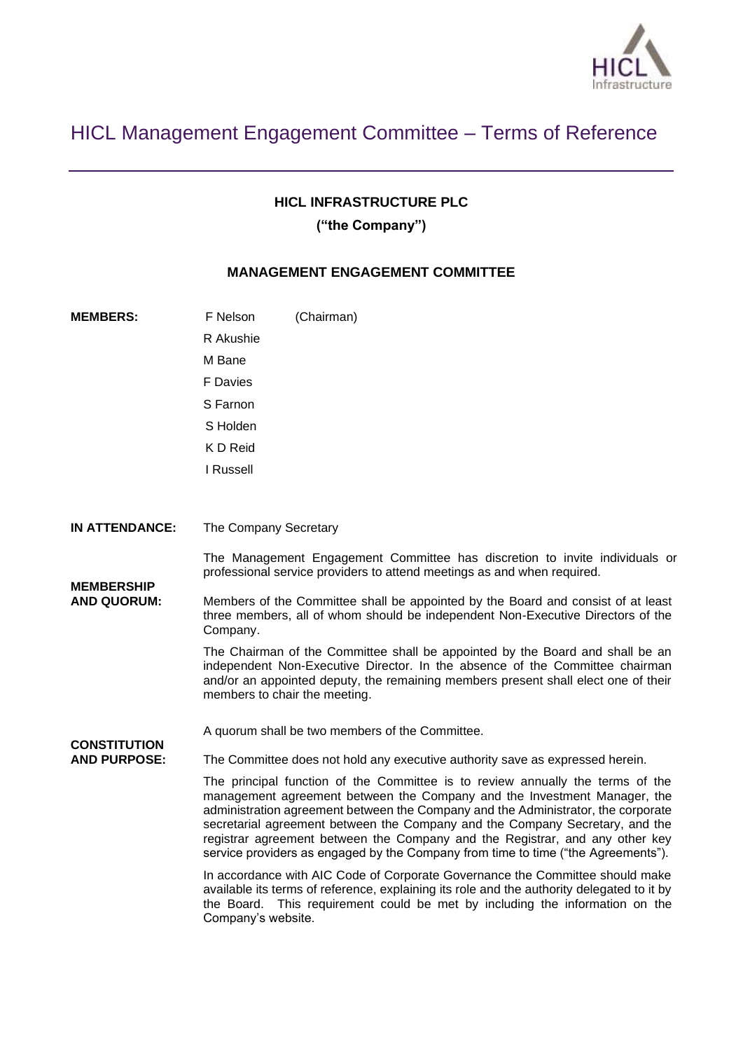# HICL Management Engagement Committee – Terms of Reference

**HICL INFRASTRUCTURE PLC**

**("the Company")**

**MANAGEMENT ENGAGEMENT COMMITTEE**

**MEMBERS:**

F Nelson (Chairman)
R Akushie
M Bane
F Davies
S Farnon
S Holden
K D Reid
I Russell

**IN ATTENDANCE:**

The Company Secretary

The Management Engagement Committee has discretion to invite individuals or professional service providers to attend meetings as and when required.

**MEMBERSHIP AND QUORUM:**

Members of the Committee shall be appointed by the Board and consist of at least three members, all of whom should be independent Non-Executive Directors of the Company.

The Chairman of the Committee shall be appointed by the Board and shall be an independent Non-Executive Director. In the absence of the Committee chairman and/or an appointed deputy, the remaining members present shall elect one of their members to chair the meeting.

A quorum shall be two members of the Committee.

**CONSTITUTION AND PURPOSE:**

The Committee does not hold any executive authority save as expressed herein.

The principal function of the Committee is to review annually the terms of the management agreement between the Company and the Investment Manager, the administration agreement between the Company and the Administrator, the corporate secretarial agreement between the Company and the Company Secretary, and the registrar agreement between the Company and the Registrar, and any other key service providers as engaged by the Company from time to time ("the Agreements").

In accordance with AIC Code of Corporate Governance the Committee should make available its terms of reference, explaining its role and the authority delegated to it by the Board. This requirement could be met by including the information on the Company's website.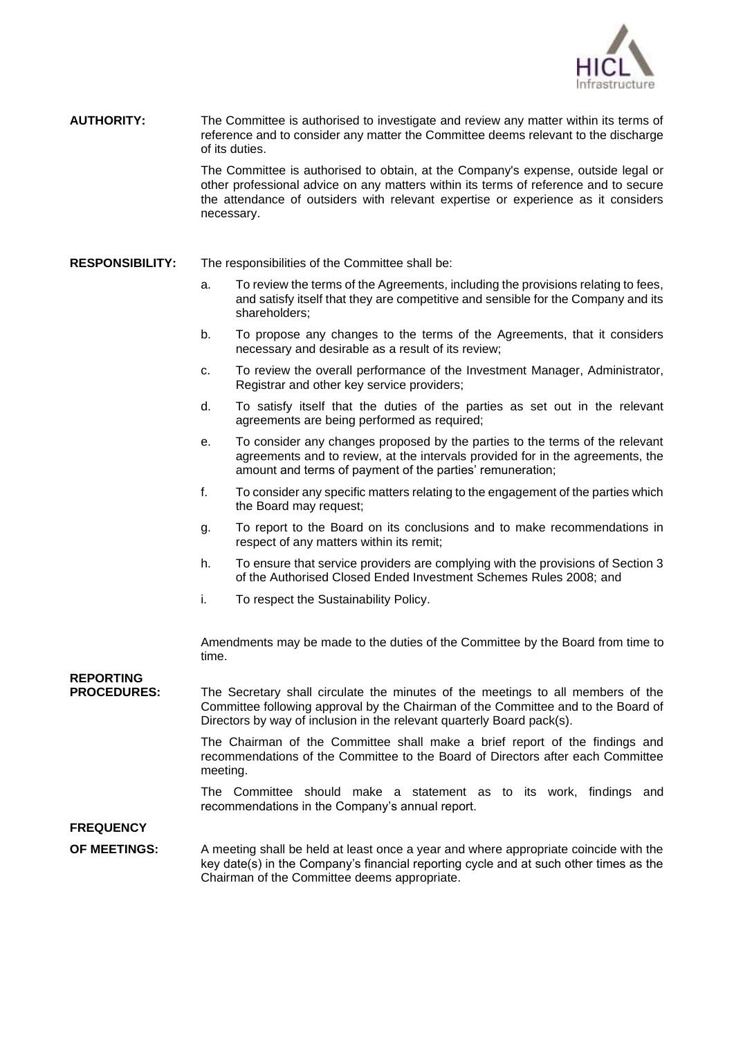**AUTHORITY:** The Committee is authorised to investigate and review any matter within its terms of reference and to consider any matter the Committee deems relevant to the discharge of its duties.

The Committee is authorised to obtain, at the Company's expense, outside legal or other professional advice on any matters within its terms of reference and to secure the attendance of outsiders with relevant expertise or experience as it considers necessary.

**RESPONSIBILITY:** The responsibilities of the Committee shall be:

a. To review the terms of the Agreements, including the provisions relating to fees, and satisfy itself that they are competitive and sensible for the Company and its shareholders;

b. To propose any changes to the terms of the Agreements, that it considers necessary and desirable as a result of its review;

c. To review the overall performance of the Investment Manager, Administrator, Registrar and other key service providers;

d. To satisfy itself that the duties of the parties as set out in the relevant agreements are being performed as required;

e. To consider any changes proposed by the parties to the terms of the relevant agreements and to review, at the intervals provided for in the agreements, the amount and terms of payment of the parties' remuneration;

f. To consider any specific matters relating to the engagement of the parties which the Board may request;

g. To report to the Board on its conclusions and to make recommendations in respect of any matters within its remit;

h. To ensure that service providers are complying with the provisions of Section 3 of the Authorised Closed Ended Investment Schemes Rules 2008; and

i. To respect the Sustainability Policy.

Amendments may be made to the duties of the Committee by the Board from time to time.

**REPORTING PROCEDURES:** The Secretary shall circulate the minutes of the meetings to all members of the Committee following approval by the Chairman of the Committee and to the Board of Directors by way of inclusion in the relevant quarterly Board pack(s).

The Chairman of the Committee shall make a brief report of the findings and recommendations of the Committee to the Board of Directors after each Committee meeting.

The Committee should make a statement as to its work, findings and recommendations in the Company's annual report.

**FREQUENCY OF MEETINGS:** A meeting shall be held at least once a year and where appropriate coincide with the key date(s) in the Company's financial reporting cycle and at such other times as the Chairman of the Committee deems appropriate.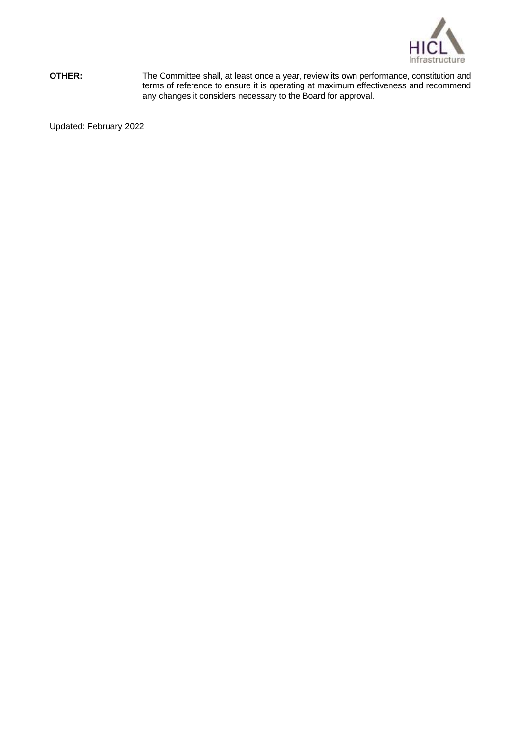**OTHER:** The Committee shall, at least once a year, review its own performance, constitution and terms of reference to ensure it is operating at maximum effectiveness and recommend any changes it considers necessary to the Board for approval.

Updated: February 2022